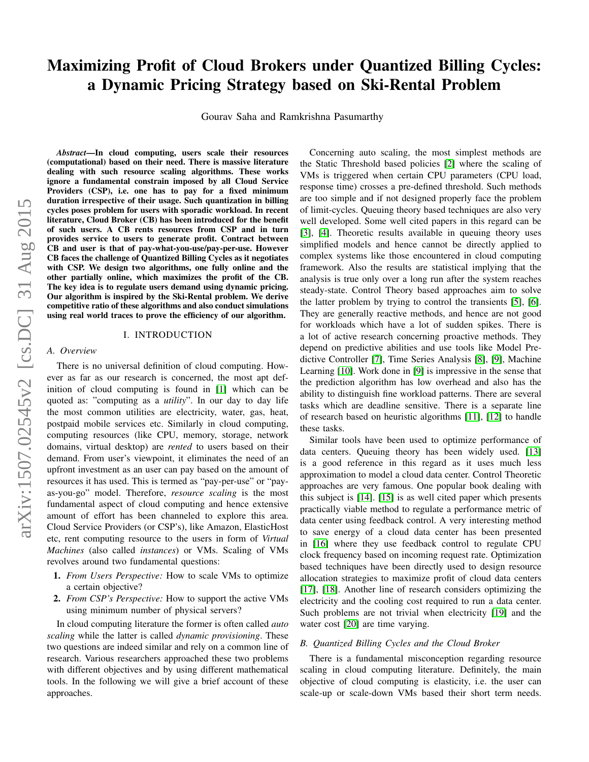# Maximizing Profit of Cloud Brokers under Quantized Billing Cycles: a Dynamic Pricing Strategy based on Ski-Rental Problem

Gourav Saha and Ramkrishna Pasumarthy

***Abstract*—In cloud computing, users scale their resources (computational) based on their need. There is massive literature dealing with such resource scaling algorithms. These works ignore a fundamental constrain imposed by all Cloud Service Providers (CSP), i.e. one has to pay for a fixed minimum duration irrespective of their usage. Such quantization in billing cycles poses problem for users with sporadic workload. In recent literature, Cloud Broker (CB) has been introduced for the benefit of such users. A CB rents resources from CSP and in turn provides service to users to generate profit. Contract between CB and user is that of pay-what-you-use/pay-per-use. However CB faces the challenge of Quantized Billing Cycles as it negotiates with CSP. We design two algorithms, one fully online and the other partially online, which maximizes the profit of the CB. The key idea is to regulate users demand using dynamic pricing. Our algorithm is inspired by the Ski-Rental problem. We derive competitive ratio of these algorithms and also conduct simulations using real world traces to prove the efficiency of our algorithm.**

## I. INTRODUCTION

### *A. Overview*

There is no universal definition of cloud computing. However as far as our research is concerned, the most apt definition of cloud computing is found in [1] which can be quoted as: "computing as a *utility*". In our day to day life the most common utilities are electricity, water, gas, heat, postpaid mobile services etc. Similarly in cloud computing, computing resources (like CPU, memory, storage, network domains, virtual desktop) are *rented* to users based on their demand. From user's viewpoint, it eliminates the need of an upfront investment as an user can pay based on the amount of resources it has used. This is termed as "pay-per-use" or "pay-as-you-go" model. Therefore, *resource scaling* is the most fundamental aspect of cloud computing and hence extensive amount of effort has been channeled to explore this area. Cloud Service Providers (or CSP's), like Amazon, ElasticHost etc, rent computing resource to the users in form of *Virtual Machines* (also called *instances*) or VMs. Scaling of VMs revolves around two fundamental questions:

1. *From Users Perspective:* How to scale VMs to optimize a certain objective?
2. *From CSP's Perspective:* How to support the active VMs using minimum number of physical servers?

In cloud computing literature the former is often called *auto scaling* while the latter is called *dynamic provisioning*. These two questions are indeed similar and rely on a common line of research. Various researchers approached these two problems with different objectives and by using different mathematical tools. In the following we will give a brief account of these approaches.

Concerning auto scaling, the most simplest methods are the Static Threshold based policies [2] where the scaling of VMs is triggered when certain CPU parameters (CPU load, response time) crosses a pre-defined threshold. Such methods are too simple and if not designed properly face the problem of limit-cycles. Queuing theory based techniques are also very well developed. Some well cited papers in this regard can be [3], [4]. Theoretic results available in queuing theory uses simplified models and hence cannot be directly applied to complex systems like those encountered in cloud computing framework. Also the results are statistical implying that the analysis is true only over a long run after the system reaches steady-state. Control Theory based approaches aim to solve the latter problem by trying to control the transients [5], [6]. They are generally reactive methods, and hence are not good for workloads which have a lot of sudden spikes. There is a lot of active research concerning proactive methods. They depend on predictive abilities and use tools like Model Predictive Controller [7], Time Series Analysis [8], [9], Machine Learning [10]. Work done in [9] is impressive in the sense that the prediction algorithm has low overhead and also has the ability to distinguish fine workload patterns. There are several tasks which are deadline sensitive. There is a separate line of research based on heuristic algorithms [11], [12] to handle these tasks.

Similar tools have been used to optimize performance of data centers. Queuing theory has been widely used. [13] is a good reference in this regard as it uses much less approximation to model a cloud data center. Control Theoretic approaches are very famous. One popular book dealing with this subject is [14]. [15] is as well cited paper which presents practically viable method to regulate a performance metric of data center using feedback control. A very interesting method to save energy of a cloud data center has been presented in [16] where they use feedback control to regulate CPU clock frequency based on incoming request rate. Optimization based techniques have been directly used to design resource allocation strategies to maximize profit of cloud data centers [17], [18]. Another line of research considers optimizing the electricity and the cooling cost required to run a data center. Such problems are not trivial when electricity [19] and the water cost [20] are time varying.

### *B. Quantized Billing Cycles and the Cloud Broker*

There is a fundamental misconception regarding resource scaling in cloud computing literature. Definitely, the main objective of cloud computing is elasticity, i.e. the user can scale-up or scale-down VMs based their short term needs.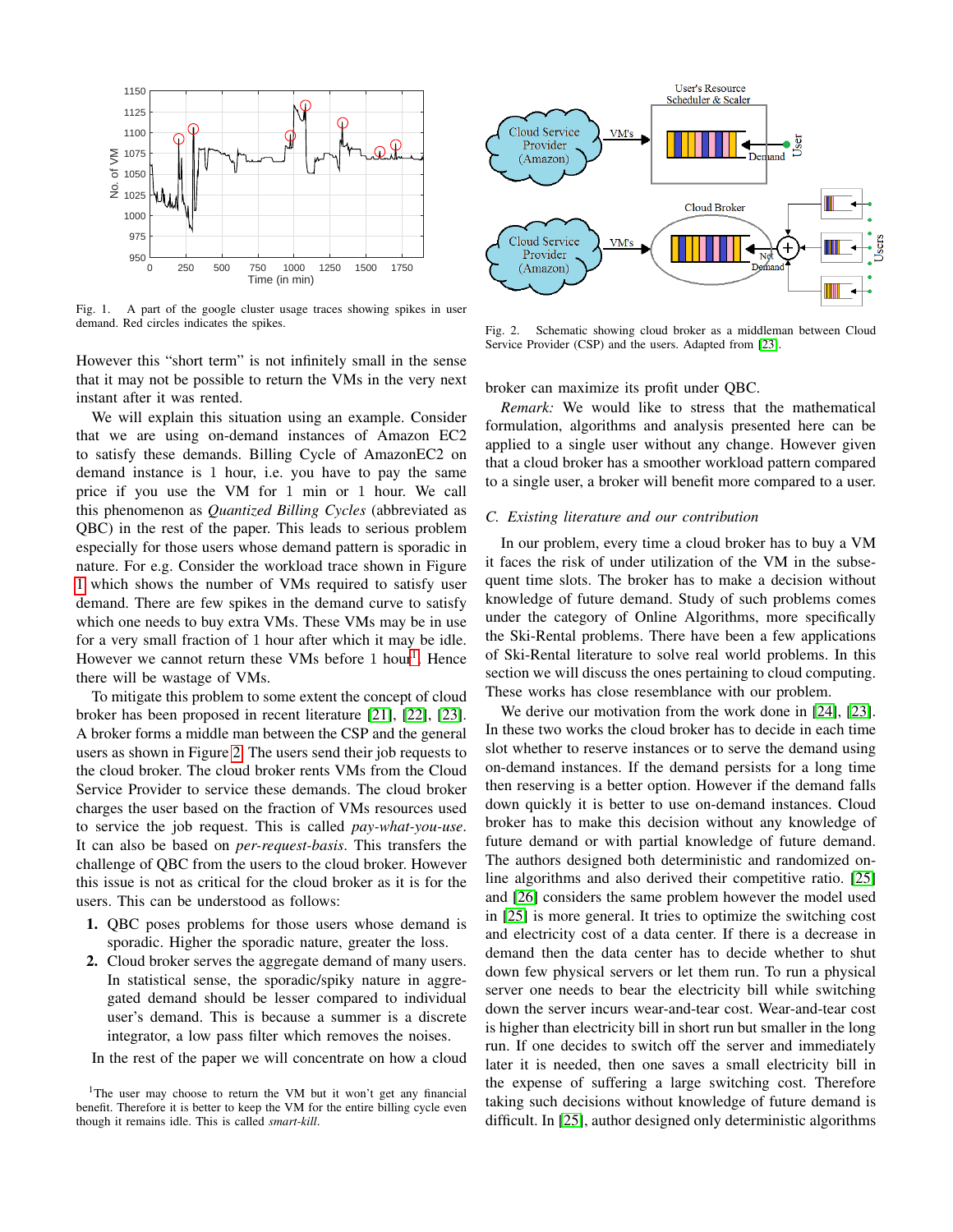Fig. 1. A part of the google cluster usage traces showing spikes in user demand. Red circles indicates the spikes.

Fig. 2. Schematic showing cloud broker as a middleman between Cloud Service Provider (CSP) and the users. Adapted from [23].

However this "short term" is not infinitely small in the sense that it may not be possible to return the VMs in the very next instant after it was rented.

We will explain this situation using an example. Consider that we are using on-demand instances of Amazon EC2 to satisfy these demands. Billing Cycle of AmazonEC2 on demand instance is 1 hour, i.e. you have to pay the same price if you use the VM for 1 min or 1 hour. We call this phenomenon as *Quantized Billing Cycles* (abbreviated as QBC) in the rest of the paper. This leads to serious problem especially for those users whose demand pattern is sporadic in nature. For e.g. Consider the workload trace shown in Figure 1 which shows the number of VMs required to satisfy user demand. There are few spikes in the demand curve to satisfy which one needs to buy extra VMs. These VMs may be in use for a very small fraction of 1 hour after which it may be idle. However we cannot return these VMs before 1 hour[1]. Hence there will be wastage of VMs.

To mitigate this problem to some extent the concept of cloud broker has been proposed in recent literature [21], [22], [23]. A broker forms a middle man between the CSP and the general users as shown in Figure 2. The users send their job requests to the cloud broker. The cloud broker rents VMs from the Cloud Service Provider to service these demands. The cloud broker charges the user based on the fraction of VMs resources used to service the job request. This is called *pay-what-you-use*. It can also be based on *per-request-basis*. This transfers the challenge of QBC from the users to the cloud broker. However this issue is not as critical for the cloud broker as it is for the users. This can be understood as follows:

1. QBC poses problems for those users whose demand is sporadic. Higher the sporadic nature, greater the loss.
2. Cloud broker serves the aggregate demand of many users. In statistical sense, the sporadic/spiky nature in aggregated demand should be lesser compared to individual user's demand. This is because a summer is a discrete integrator, a low pass filter which removes the noises.

In the rest of the paper we will concentrate on how a cloud broker can maximize its profit under QBC.

*Remark:* We would like to stress that the mathematical formulation, algorithms and analysis presented here can be applied to a single user without any change. However given that a cloud broker has a smoother workload pattern compared to a single user, a broker will benefit more compared to a user.

### C. Existing literature and our contribution

In our problem, every time a cloud broker has to buy a VM it faces the risk of under utilization of the VM in the subsequent time slots. The broker has to make a decision without knowledge of future demand. Study of such problems comes under the category of Online Algorithms, more specifically the Ski-Rental problems. There have been a few applications of Ski-Rental literature to solve real world problems. In this section we will discuss the ones pertaining to cloud computing. These works has close resemblance with our problem.

We derive our motivation from the work done in [24], [23]. In these two works the cloud broker has to decide in each time slot whether to reserve instances or to serve the demand using on-demand instances. If the demand persists for a long time then reserving is a better option. However if the demand falls down quickly it is better to use on-demand instances. Cloud broker has to make this decision without any knowledge of future demand or with partial knowledge of future demand. The authors designed both deterministic and randomized online algorithms and also derived their competitive ratio. [25] and [26] considers the same problem however the model used in [25] is more general. It tries to optimize the switching cost and electricity cost of a data center. If there is a decrease in demand then the data center has to decide whether to shut down few physical servers or let them run. To run a physical server one needs to bear the electricity bill while switching down the server incurs wear-and-tear cost. Wear-and-tear cost is higher than electricity bill in short run but smaller in the long run. If one decides to switch off the server and immediately later it is needed, then one saves a small electricity bill in the expense of suffering a large switching cost. Therefore taking such decisions without knowledge of future demand is difficult. In [25], author designed only deterministic algorithms

[1] The user may choose to return the VM but it won't get any financial benefit. Therefore it is better to keep the VM for the entire billing cycle even though it remains idle. This is called *smart-kill*.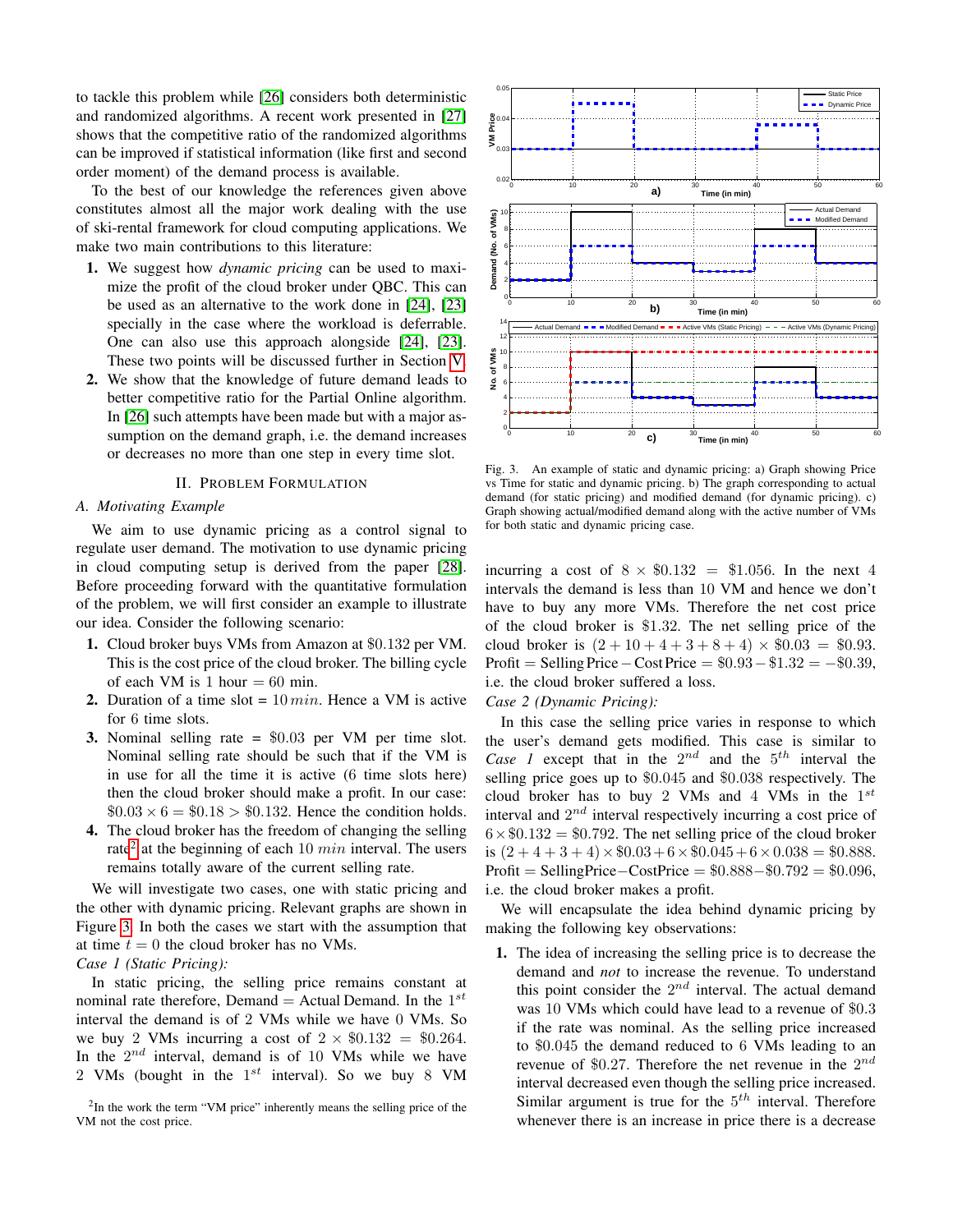to tackle this problem while [26] considers both deterministic and randomized algorithms. A recent work presented in [27] shows that the competitive ratio of the randomized algorithms can be improved if statistical information (like first and second order moment) of the demand process is available.

To the best of our knowledge the references given above constitutes almost all the major work dealing with the use of ski-rental framework for cloud computing applications. We make two main contributions to this literature:

1. We suggest how *dynamic pricing* can be used to maximize the profit of the cloud broker under QBC. This can be used as an alternative to the work done in [24], [23] specially in the case where the workload is deferrable. One can also use this approach alongside [24], [23]. These two points will be discussed further in Section V.
2. We show that the knowledge of future demand leads to better competitive ratio for the Partial Online algorithm. In [26] such attempts have been made but with a major assumption on the demand graph, i.e. the demand increases or decreases no more than one step in every time slot.

## II. Problem Formulation

### A. Motivating Example

We aim to use dynamic pricing as a control signal to regulate user demand. The motivation to use dynamic pricing in cloud computing setup is derived from the paper [28]. Before proceeding forward with the quantitative formulation of the problem, we will first consider an example to illustrate our idea. Consider the following scenario:

1. Cloud broker buys VMs from Amazon at \$0.132 per VM. This is the cost price of the cloud broker. The billing cycle of each VM is 1 hour = 60 min.
2. Duration of a time slot = $10\,min$. Hence a VM is active for 6 time slots.
3. Nominal selling rate = \$0.03 per VM per time slot. Nominal selling rate should be such that if the VM is in use for all the time it is active (6 time slots here) then the cloud broker should make a profit. In our case: $\$0.03 \times 6 = \$0.18 > \$0.132$. Hence the condition holds.
4. The cloud broker has the freedom of changing the selling rate[2] at the beginning of each $10\,min$ interval. The users remains totally aware of the current selling rate.

We will investigate two cases, one with static pricing and the other with dynamic pricing. Relevant graphs are shown in Figure 3. In both the cases we start with the assumption that at time $t = 0$ the cloud broker has no VMs.

*Case 1 (Static Pricing):*

In static pricing, the selling price remains constant at nominal rate therefore, Demand = Actual Demand. In the $1^{st}$ interval the demand is of 2 VMs while we have 0 VMs. So we buy 2 VMs incurring a cost of $2 \times \$0.132 = \$0.264$. In the $2^{nd}$ interval, demand is of 10 VMs while we have 2 VMs (bought in the $1^{st}$ interval). So we buy 8 VM incurring a cost of $8 \times \$0.132 = \$1.056$. In the next 4 intervals the demand is less than 10 VM and hence we don't have to buy any more VMs. Therefore the net cost price of the cloud broker is \$1.32. The net selling price of the cloud broker is $(2 + 10 + 4 + 3 + 8 + 4) \times \$0.03 = \$0.93$. $\text{Profit} = \text{Selling Price} - \text{Cost Price} = \$0.93 - \$1.32 = -\$0.39$, i.e. the cloud broker suffered a loss.

Fig. 3. An example of static and dynamic pricing: a) Graph showing Price vs Time for static and dynamic pricing. b) The graph corresponding to actual demand (for static pricing) and modified demand (for dynamic pricing). c) Graph showing actual/modified demand along with the active number of VMs for both static and dynamic pricing case.

*Case 2 (Dynamic Pricing):*

In this case the selling price varies in response to which the user's demand gets modified. This case is similar to *Case 1* except that in the $2^{nd}$ and the $5^{th}$ interval the selling price goes up to \$0.045 and \$0.038 respectively. The cloud broker has to buy 2 VMs and 4 VMs in the $1^{st}$ interval and $2^{nd}$ interval respectively incurring a cost price of $6 \times \$0.132 = \$0.792$. The net selling price of the cloud broker is $(2 + 4 + 3 + 4) \times \$0.03 + 6 \times \$0.045 + 6 \times 0.038 = \$0.888$. $\text{Profit} = \text{SellingPrice} - \text{CostPrice} = \$0.888 - \$0.792 = \$0.096$, i.e. the cloud broker makes a profit.

We will encapsulate the idea behind dynamic pricing by making the following key observations:

1. The idea of increasing the selling price is to decrease the demand and *not* to increase the revenue. To understand this point consider the $2^{nd}$ interval. The actual demand was 10 VMs which could have lead to a revenue of \$0.3 if the rate was nominal. As the selling price increased to \$0.045 the demand reduced to 6 VMs leading to an revenue of \$0.27. Therefore the net revenue in the $2^{nd}$ interval decreased even though the selling price increased. Similar argument is true for the $5^{th}$ interval. Therefore whenever there is an increase in price there is a decrease

[2] In the work the term "VM price" inherently means the selling price of the VM not the cost price.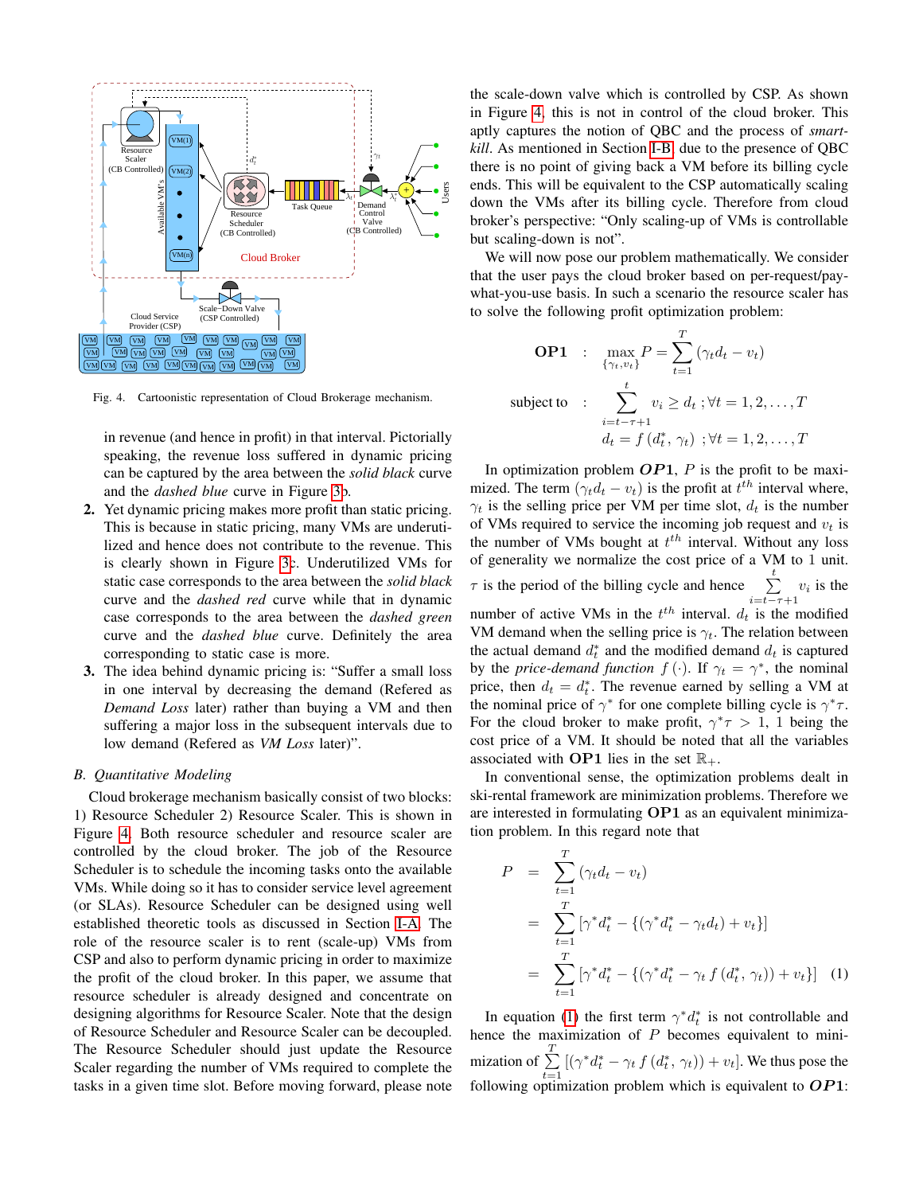Fig. 4. Cartoonistic representation of Cloud Brokerage mechanism.

in revenue (and hence in profit) in that interval. Pictorially speaking, the revenue loss suffered in dynamic pricing can be captured by the area between the *solid black* curve and the *dashed blue* curve in Figure 3b.

2. Yet dynamic pricing makes more profit than static pricing. This is because in static pricing, many VMs are underutilized and hence does not contribute to the revenue. This is clearly shown in Figure 3c. Underutilized VMs for static case corresponds to the area between the *solid black* curve and the *dashed red* curve while that in dynamic case corresponds to the area between the *dashed green* curve and the *dashed blue* curve. Definitely the area corresponding to static case is more.
3. The idea behind dynamic pricing is: "Suffer a small loss in one interval by decreasing the demand (Refered as *Demand Loss* later) rather than buying a VM and then suffering a major loss in the subsequent intervals due to low demand (Refered as *VM Loss* later)".

### B. Quantitative Modeling

Cloud brokerage mechanism basically consist of two blocks: 1) Resource Scheduler 2) Resource Scaler. This is shown in Figure 4. Both resource scheduler and resource scaler are controlled by the cloud broker. The job of the Resource Scheduler is to schedule the incoming tasks onto the available VMs. While doing so it has to consider service level agreement (or SLAs). Resource Scheduler can be designed using well established theoretic tools as discussed in Section I-A. The role of the resource scaler is to rent (scale-up) VMs from CSP and also to perform dynamic pricing in order to maximize the profit of the cloud broker. In this paper, we assume that resource scheduler is already designed and concentrate on designing algorithms for Resource Scaler. Note that the design of Resource Scheduler and Resource Scaler can be decoupled. The Resource Scheduler should just update the Resource Scaler regarding the number of VMs required to complete the tasks in a given time slot. Before moving forward, please note the scale-down valve which is controlled by CSP. As shown in Figure 4, this is not in control of the cloud broker. This aptly captures the notion of QBC and the process of *smart-kill*. As mentioned in Section I-B, due to the presence of QBC there is no point of giving back a VM before its billing cycle ends. This will be equivalent to CSP automatically scaling down the VMs after its billing cycle. Therefore from cloud broker's perspective: "Only scaling-up of VMs is controllable but scaling-down is not".

We will now pose our problem mathematically. We consider that the user pays the cloud broker based on per-request/pay-what-you-use basis. In such a scenario the resource scaler has to solve the following profit optimization problem:

$$\textbf{OP1} \quad : \quad \max_{\{\gamma_t, v_t\}} P = \sum_{t=1}^{T} (\gamma_t d_t - v_t)$$

$$\text{subject to} \quad : \quad \sum_{i=t-\tau+1}^{t} v_i \geq d_t \; ; \forall t = 1, 2, \ldots, T$$

$$d_t = f\left(d_t^*, \gamma_t\right) \; ; \forall t = 1, 2, \ldots, T$$

In optimization problem $\boldsymbol{OP1}$, $P$ is the profit to be maximized. The term $(\gamma_t d_t - v_t)$ is the profit at $t^{th}$ interval where, $\gamma_t$ is the selling price per VM per time slot, $d_t$ is the number of VMs required to service the incoming job request and $v_t$ is the number of VMs bought at $t^{th}$ interval. Without any loss of generality we normalize the cost price of a VM to 1 unit. $\tau$ is the period of the billing cycle and hence $\sum_{i=t-\tau+1}^{t} v_i$ is the number of active VMs in the $t^{th}$ interval. $d_t$ is the modified VM demand when the selling price is $\gamma_t$. The relation between the actual demand $d_t^*$ and the modified demand $d_t$ is captured by the *price-demand function* $f(\cdot)$. If $\gamma_t = \gamma^*$, the nominal price, then $d_t = d_t^*$. The revenue earned by selling a VM at the nominal price of $\gamma^*$ for one complete billing cycle is $\gamma^*\tau$. For the cloud broker to make profit, $\gamma^*\tau > 1$, 1 being the cost price of a VM. It should be noted that all the variables associated with **OP1** lies in the set $\mathbb{R}_+$.

In conventional sense, the optimization problems dealt in ski-rental framework are minimization problems. Therefore we are interested in formulating **OP1** as an equivalent minimization problem. In this regard note that

$$\begin{aligned} P &= \sum_{t=1}^{T} (\gamma_t d_t - v_t) \\ &= \sum_{t=1}^{T} \left[\gamma^* d_t^* - \{(\gamma^* d_t^* - \gamma_t d_t) + v_t\}\right] \\ &= \sum_{t=1}^{T} \left[\gamma^* d_t^* - \{(\gamma^* d_t^* - \gamma_t\, f\left(d_t^*, \gamma_t\right)) + v_t\}\right] \end{aligned} \quad (1)$$

In equation (1) the first term $\gamma^* d_t^*$ is not controllable and hence the maximization of $P$ becomes equivalent to minimization of $\sum_{t=1}^{T} [(\gamma^* d_t^* - \gamma_t\, f\left(d_t^*, \gamma_t\right)) + v_t]$. We thus pose the following optimization problem which is equivalent to $\boldsymbol{OP1}$: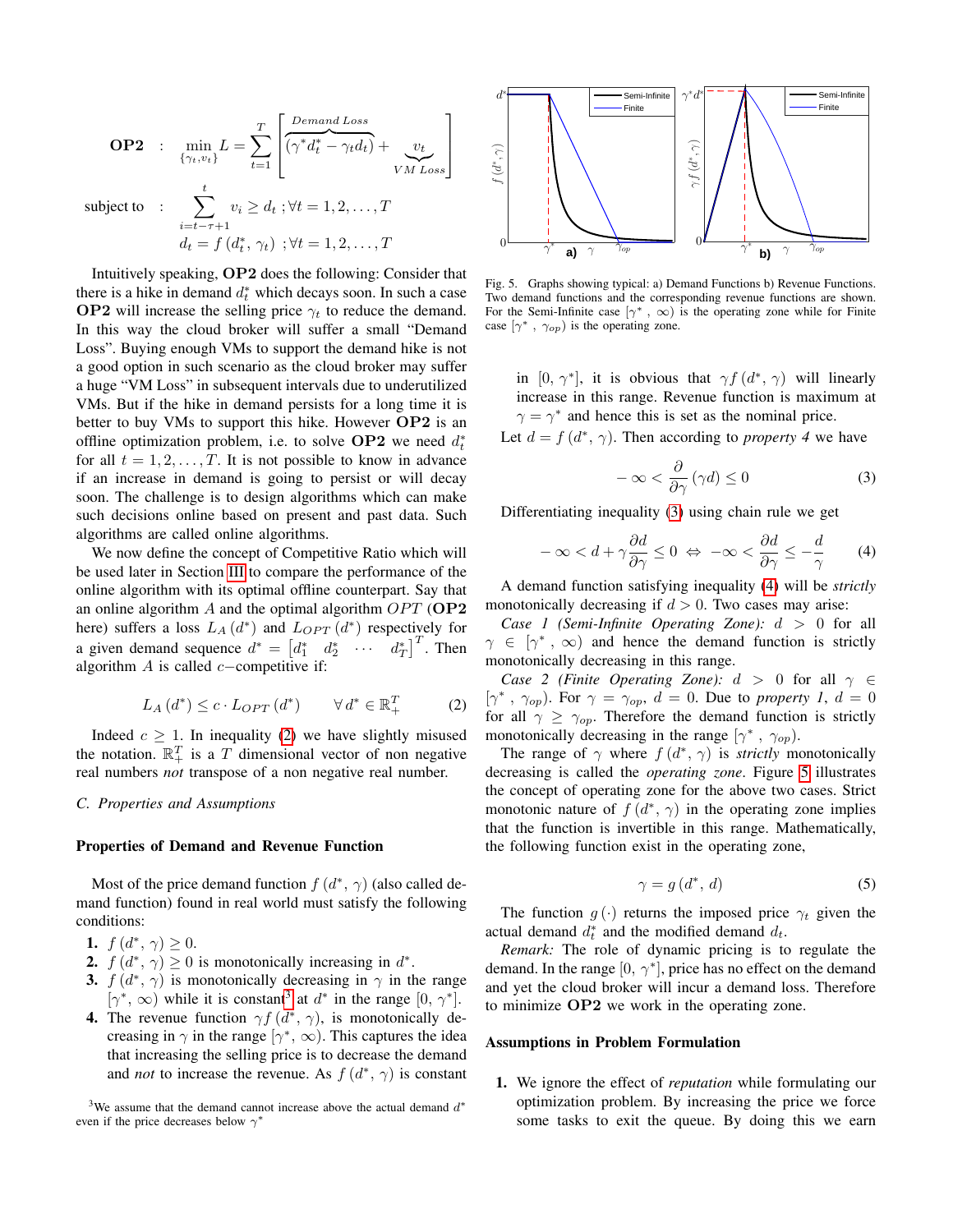$$\textbf{OP2} \quad : \quad \min_{\{\gamma_t, v_t\}} L = \sum_{t=1}^{T} \left[ \overbrace{(\gamma^* d_t^* - \gamma_t d_t)}^{\textit{Demand Loss}} + \underbrace{v_t}_{\textit{VM Loss}} \right]$$

$$\text{subject to} \quad : \quad \sum_{i=t-\tau+1}^{t} v_i \geq d_t \;; \forall t = 1, 2, \ldots, T$$

$$d_t = f\left(d_t^*, \gamma_t\right) \;; \forall t = 1, 2, \ldots, T$$

Intuitively speaking, **OP2** does the following: Consider that there is a hike in demand $d_t^*$ which decays soon. In such a case **OP2** will increase the selling price $\gamma_t$ to reduce the demand. In this way the cloud broker will suffer a small "Demand Loss". Buying enough VMs to support the demand hike is not a good option in such scenario as the cloud broker may suffer a huge "VM Loss" in subsequent intervals due to underutilized VMs. But if the hike in demand persists for a long time it is better to buy VMs to support this hike. However **OP2** is an offline optimization problem, i.e. to solve **OP2** we need $d_t^*$ for all $t = 1, 2, \ldots, T$. It is not possible to know in advance if an increase in demand is going to persist or will decay soon. The challenge is to design algorithms which can make such decisions online based on present and past data. Such algorithms are called online algorithms.

We now define the concept of Competitive Ratio which will be used later in Section III to compare the performance of the online algorithm with its optimal offline counterpart. Say that an online algorithm $A$ and the optimal algorithm $OPT$ (**OP2** here) suffers a loss $L_A(d^*)$ and $L_{OPT}(d^*)$ respectively for a given demand sequence $d^* = \begin{bmatrix} d_1^* & d_2^* & \cdots & d_T^* \end{bmatrix}^T$. Then algorithm $A$ is called $c-$competitive if:

$$L_A(d^*) \leq c \cdot L_{OPT}(d^*) \qquad \forall\, d^* \in \mathbb{R}_+^T \tag{2}$$

Indeed $c \geq 1$. In inequality (2) we have slightly misused the notation. $\mathbb{R}_+^T$ is a $T$ dimensional vector of non negative real numbers *not* transpose of a non negative real number.

### C. Properties and Assumptions

#### Properties of Demand and Revenue Function

Most of the price demand function $f(d^*, \gamma)$ (also called demand function) found in real world must satisfy the following conditions:

1. $f(d^*, \gamma) \geq 0$.
2. $f(d^*, \gamma) \geq 0$ is monotonically increasing in $d^*$.
3. $f(d^*, \gamma)$ is monotonically decreasing in $\gamma$ in the range $[\gamma^*, \infty)$ while it is constant[3] at $d^*$ in the range $[0, \gamma^*]$.
4. The revenue function $\gamma f(d^*, \gamma)$, is monotonically decreasing in $\gamma$ in the range $[\gamma^*, \infty)$. This captures the idea that increasing the selling price is to decrease the demand and *not* to increase the revenue. As $f(d^*, \gamma)$ is constant in $[0, \gamma^*]$, it is obvious that $\gamma f(d^*, \gamma)$ will linearly increase in this range. Revenue function is maximum at $\gamma = \gamma^*$ and hence this is set as the nominal price.

[3] We assume that the demand cannot increase above the actual demand $d^*$ even if the price decreases below $\gamma^*$

Fig. 5. Graphs showing typical: a) Demand Functions b) Revenue Functions. Two demand functions and the corresponding revenue functions are shown. For the Semi-Infinite case $[\gamma^*, \infty)$ is the operating zone while for Finite case $[\gamma^*, \gamma_{op})$ is the operating zone.

Let $d = f(d^*, \gamma)$. Then according to *property 4* we have

$$-\infty < \frac{\partial}{\partial \gamma}(\gamma d) \leq 0 \tag{3}$$

Differentiating inequality (3) using chain rule we get

$$-\infty < d + \gamma \frac{\partial d}{\partial \gamma} \leq 0 \;\Leftrightarrow\; -\infty < \frac{\partial d}{\partial \gamma} \leq -\frac{d}{\gamma} \tag{4}$$

A demand function satisfying inequality (4) will be *strictly* monotonically decreasing if $d > 0$. Two cases may arise:

*Case 1 (Semi-Infinite Operating Zone):* $d > 0$ for all $\gamma \in [\gamma^*, \infty)$ and hence the demand function is strictly monotonically decreasing in this range.

*Case 2 (Finite Operating Zone):* $d > 0$ for all $\gamma \in [\gamma^*, \gamma_{op})$. For $\gamma = \gamma_{op}$, $d = 0$. Due to *property 1*, $d = 0$ for all $\gamma \geq \gamma_{op}$. Therefore the demand function is strictly monotonically decreasing in the range $[\gamma^*, \gamma_{op})$.

The range of $\gamma$ where $f(d^*, \gamma)$ is *strictly* monotonically decreasing is called the *operating zone*. Figure 5 illustrates the concept of operating zone for the above two cases. Strict monotonic nature of $f(d^*, \gamma)$ in the operating zone implies that the function is invertible in this range. Mathematically, the following function exist in the operating zone,

$$\gamma = g(d^*, d) \tag{5}$$

The function $g(\cdot)$ returns the imposed price $\gamma_t$ given the actual demand $d_t^*$ and the modified demand $d_t$.

*Remark:* The role of dynamic pricing is to regulate the demand. In the range $[0, \gamma^*]$, price has no effect on the demand and yet the cloud broker will incur a demand loss. Therefore to minimize **OP2** we work in the operating zone.

#### Assumptions in Problem Formulation

1. We ignore the effect of *reputation* while formulating our optimization problem. By increasing the price we force some tasks to exit the queue. By doing this we earn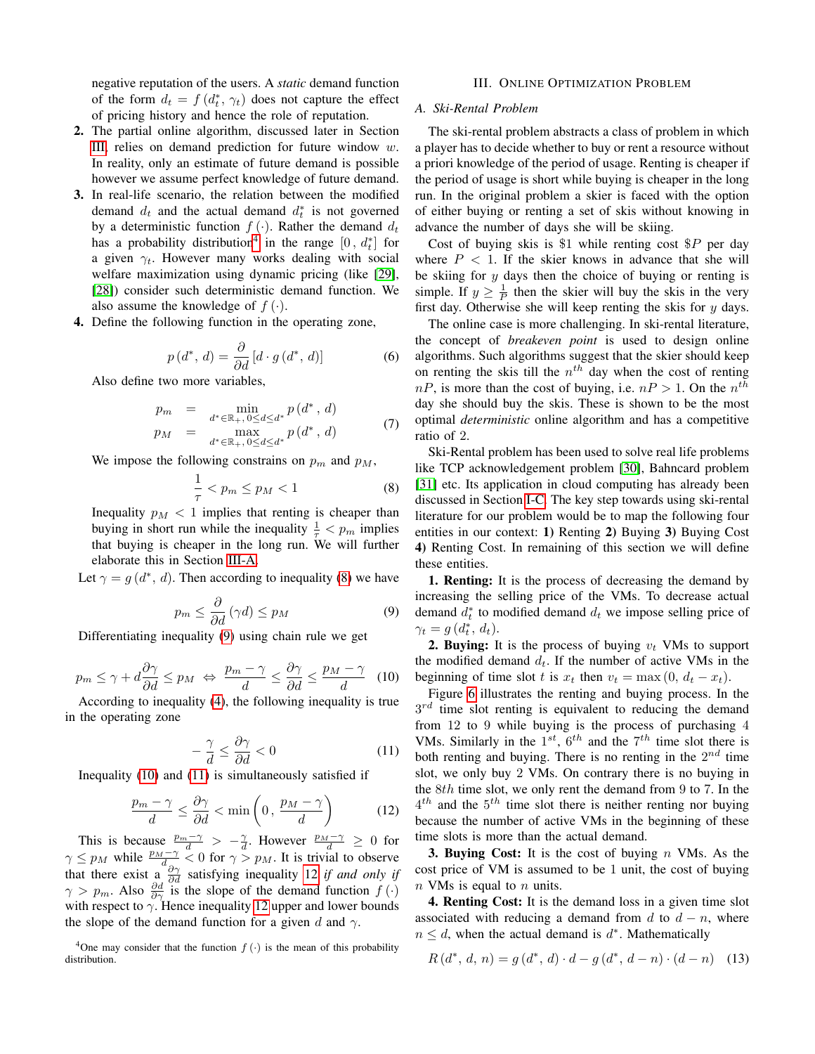negative reputation of the users. A *static* demand function of the form $d_t = f(d_t^*, \gamma_t)$ does not capture the effect of pricing history and hence the role of reputation.

**2.** The partial online algorithm, discussed later in Section III, relies on demand prediction for future window $w$. In reality, only an estimate of future demand is possible however we assume perfect knowledge of future demand.

**3.** In real-life scenario, the relation between the modified demand $d_t$ and the actual demand $d_t^*$ is not governed by a deterministic function $f(\cdot)$. Rather the demand $d_t$ has a probability distribution[4] in the range $[0, d_t^*]$ for a given $\gamma_t$. However many works dealing with social welfare maximization using dynamic pricing (like [29], [28]) consider such deterministic demand function. We also assume the knowledge of $f(\cdot)$.

**4.** Define the following function in the operating zone,

$$p(d^*, d) = \frac{\partial}{\partial d}\left[d \cdot g(d^*, d)\right] \tag{6}$$

Also define two more variables,

$$\begin{aligned} p_m &= \min_{d^* \in \mathbb{R}_+,\, 0 \le d \le d^*} p(d^*, d) \\ p_M &= \max_{d^* \in \mathbb{R}_+,\, 0 \le d \le d^*} p(d^*, d) \end{aligned} \tag{7}$$

We impose the following constrains on $p_m$ and $p_M$,

$$\frac{1}{\tau} < p_m \le p_M < 1 \tag{8}$$

Inequality $p_M < 1$ implies that renting is cheaper than buying in short run while the inequality $\frac{1}{\tau} < p_m$ implies that buying is cheaper in the long run. We will further elaborate this in Section III-A.

Let $\gamma = g(d^*, d)$. Then according to inequality (8) we have

$$p_m \le \frac{\partial}{\partial d}(\gamma d) \le p_M \tag{9}$$

Differentiating inequality (9) using chain rule we get

$$p_m \le \gamma + d\frac{\partial \gamma}{\partial d} \le p_M \;\Leftrightarrow\; \frac{p_m - \gamma}{d} \le \frac{\partial \gamma}{\partial d} \le \frac{p_M - \gamma}{d} \tag{10}$$

According to inequality (4), the following inequality is true in the operating zone

$$-\frac{\gamma}{d} \le \frac{\partial \gamma}{\partial d} < 0 \tag{11}$$

Inequality (10) and (11) is simultaneously satisfied if

$$\frac{p_m - \gamma}{d} \le \frac{\partial \gamma}{\partial d} < \min\left(0, \frac{p_M - \gamma}{d}\right) \tag{12}$$

This is because $\frac{p_m - \gamma}{d} > -\frac{\gamma}{d}$. However $\frac{p_M - \gamma}{d} \ge 0$ for $\gamma \le p_M$ while $\frac{p_M - \gamma}{d} < 0$ for $\gamma > p_M$. It is trivial to observe that there exist a $\frac{\partial \gamma}{\partial d}$ satisfying inequality 12 *if and only if* $\gamma > p_m$. Also $\frac{\partial d}{\partial \gamma}$ is the slope of the demand function $f(\cdot)$ with respect to $\gamma$. Hence inequality 12 upper and lower bounds the slope of the demand function for a given $d$ and $\gamma$.

[4] One may consider that the function $f(\cdot)$ is the mean of this probability distribution.

## III. Online Optimization Problem

### A. Ski-Rental Problem

The ski-rental problem abstracts a class of problem in which a player has to decide whether to buy or rent a resource without a priori knowledge of the period of usage. Renting is cheaper if the period of usage is short while buying is cheaper in the long run. In the original problem a skier is faced with the option of either buying or renting a set of skis without knowing in advance the number of days she will be skiing.

Cost of buying skis is \$1 while renting cost \$$P$ per day where $P < 1$. If the skier knows in advance that she will be skiing for $y$ days then the choice of buying or renting is simple. If $y \ge \frac{1}{P}$ then the skier will buy the skis in the very first day. Otherwise she will keep renting the skis for $y$ days.

The online case is more challenging. In ski-rental literature, the concept of *breakeven point* is used to design online algorithms. Such algorithms suggest that the skier should keep on renting the skis till the $n^{th}$ day when the cost of renting $nP$, is more than the cost of buying, i.e. $nP > 1$. On the $n^{th}$ day she should buy the skis. These is shown to be the most optimal *deterministic* online algorithm and has a competitive ratio of 2.

Ski-Rental problem has been used to solve real life problems like TCP acknowledgement problem [30], Bahncard problem [31] etc. Its application in cloud computing has already been discussed in Section I-C. The key step towards using ski-rental literature for our problem would be to map the following four entities in our context: **1)** Renting **2)** Buying **3)** Buying Cost **4)** Renting Cost. In remaining of this section we will define these entities.

**1. Renting:** It is the process of decreasing the demand by increasing the selling price of the VMs. To decrease actual demand $d_t^*$ to modified demand $d_t$ we impose selling price of $\gamma_t = g(d_t^*, d_t)$.

**2. Buying:** It is the process of buying $v_t$ VMs to support the modified demand $d_t$. If the number of active VMs in the beginning of time slot $t$ is $x_t$ then $v_t = \max(0, d_t - x_t)$.

Figure 6 illustrates the renting and buying process. In the $3^{rd}$ time slot renting is equivalent to reducing the demand from 12 to 9 while buying is the process of purchasing 4 VMs. Similarly in the $1^{st}$, $6^{th}$ and the $7^{th}$ time slot there is both renting and buying. There is no renting in the $2^{nd}$ time slot, we only buy 2 VMs. On contrary there is no buying in the $8th$ time slot, we only rent the demand from 9 to 7. In the $4^{th}$ and the $5^{th}$ time slot there is neither renting nor buying because the number of active VMs in the beginning of these time slots is more than the actual demand.

**3. Buying Cost:** It is the cost of buying $n$ VMs. As the cost price of VM is assumed to be 1 unit, the cost of buying $n$ VMs is equal to $n$ units.

**4. Renting Cost:** It is the demand loss in a given time slot associated with reducing a demand from $d$ to $d - n$, where $n \le d$, when the actual demand is $d^*$. Mathematically

$$R(d^*, d, n) = g(d^*, d) \cdot d - g(d^*, d - n) \cdot (d - n) \tag{13}$$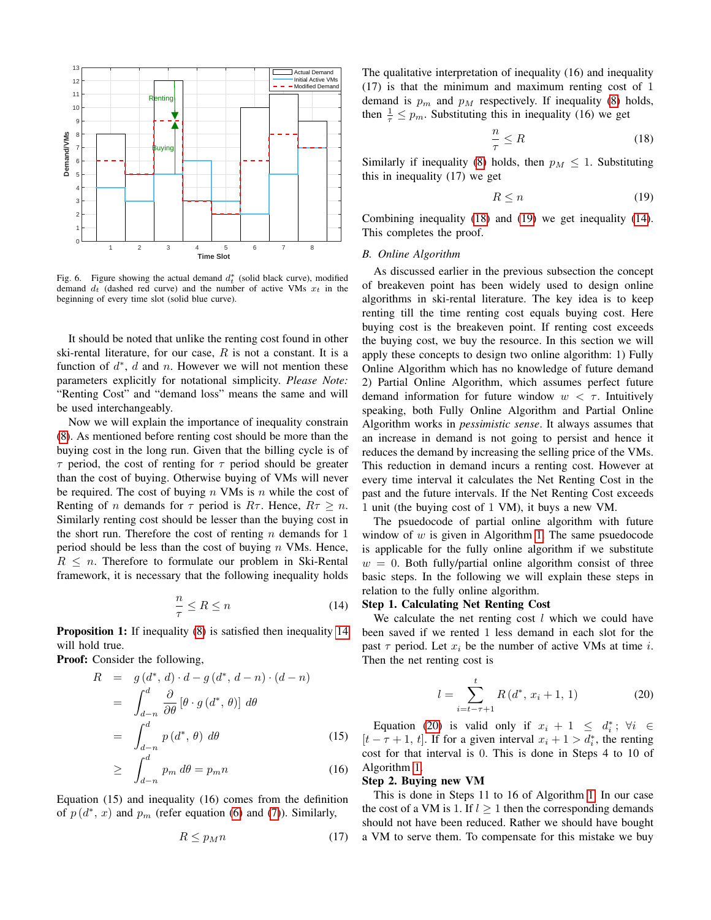Fig. 6. Figure showing the actual demand $d_t^*$ (solid black curve), modified demand $d_t$ (dashed red curve) and the number of active VMs $x_t$ in the beginning of every time slot (solid blue curve).

It should be noted that unlike the renting cost found in other ski-rental literature, for our case, $R$ is not a constant. It is a function of $d^*$, $d$ and $n$. However we will not mention these parameters explicitly for notational simplicity. *Please Note:* "Renting Cost" and "demand loss" means the same and will be used interchangeably.

Now we will explain the importance of inequality constrain (8). As mentioned before renting cost should be more than the buying cost in the long run. Given that the billing cycle is of $\tau$ period, the cost of renting for $\tau$ period should be greater than the cost of buying. Otherwise buying of VMs will never be required. The cost of buying $n$ VMs is $n$ while the cost of Renting of $n$ demands for $\tau$ period is $R\tau$. Hence, $R\tau \geq n$. Similarly renting cost should be lesser than the buying cost in the short run. Therefore the cost of renting $n$ demands for 1 period should be less than the cost of buying $n$ VMs. Hence, $R \leq n$. Therefore to formulate our problem in Ski-Rental framework, it is necessary that the following inequality holds

$$\frac{n}{\tau} \leq R \leq n \tag{14}$$

**Proposition 1:** If inequality (8) is satisfied then inequality 14 will hold true.

**Proof:** Consider the following,

$$\begin{aligned}
R &= g\left(d^*, d\right) \cdot d - g\left(d^*, d-n\right) \cdot (d-n) \\
&= \int_{d-n}^{d} \frac{\partial}{\partial \theta}\left[\theta \cdot g\left(d^*, \theta\right)\right] \, d\theta \\
&= \int_{d-n}^{d} p\left(d^*, \theta\right) \, d\theta \qquad (15) \\
&\geq \int_{d-n}^{d} p_m \, d\theta = p_m n \qquad (16)
\end{aligned}$$

Equation (15) and inequality (16) comes from the definition of $p\left(d^*, x\right)$ and $p_m$ (refer equation (6) and (7)). Similarly,

$$R \leq p_M n \tag{17}$$

The qualitative interpretation of inequality (16) and inequality (17) is that the minimum and maximum renting cost of 1 demand is $p_m$ and $p_M$ respectively. If inequality (8) holds, then $\frac{1}{\tau} \leq p_m$. Substituting this in inequality (16) we get

$$\frac{n}{\tau} \leq R \tag{18}$$

Similarly if inequality (8) holds, then $p_M \leq 1$. Substituting this in inequality (17) we get

$$R \leq n \tag{19}$$

Combining inequality (18) and (19) we get inequality (14). This completes the proof.

### B. Online Algorithm

As discussed earlier in the previous subsection the concept of breakeven point has been widely used to design online algorithms in ski-rental literature. The key idea is to keep renting till the time renting cost equals buying cost. Here buying cost is the breakeven point. If renting cost exceeds the buying cost, we buy the resource. In this section we will apply these concepts to design two online algorithm: 1) Fully Online Algorithm which has no knowledge of future demand 2) Partial Online Algorithm, which assumes perfect future demand information for future window $w < \tau$. Intuitively speaking, both Fully Online Algorithm and Partial Online Algorithm works in *pessimistic sense*. It always assumes that an increase in demand is not going to persist and hence it reduces the demand by increasing the selling price of the VMs. This reduction in demand incurs a renting cost. However at every time interval it calculates the Net Renting Cost in the past and the future intervals. If the Net Renting Cost exceeds 1 unit (the buying cost of 1 VM), it buys a new VM.

The psuedocode of partial online algorithm with future window of $w$ is given in Algorithm 1. The same psuedocode is applicable for the fully online algorithm if we substitute $w = 0$. Both fully/partial online algorithm consist of three basic steps. In the following we will explain these steps in relation to the fully online algorithm.

**Step 1. Calculating Net Renting Cost**

We calculate the net renting cost $l$ which we could have been saved if we rented 1 less demand in each slot for the past $\tau$ period. Let $x_i$ be the number of active VMs at time $i$. Then the net renting cost is

$$l = \sum_{i=t-\tau+1}^{t} R\left(d^*, x_i + 1, 1\right) \tag{20}$$

Equation (20) is valid only if $x_i + 1 \leq d_i^*$; $\forall i \in [t-\tau+1, t]$. If for a given interval $x_i + 1 > d_i^*$, the renting cost for that interval is 0. This is done in Steps 4 to 10 of Algorithm 1.

**Step 2. Buying new VM**

This is done in Steps 11 to 16 of Algorithm 1. In our case the cost of a VM is 1. If $l \geq 1$ then the corresponding demands should not have been reduced. Rather we should have bought a VM to serve them. To compensate for this mistake we buy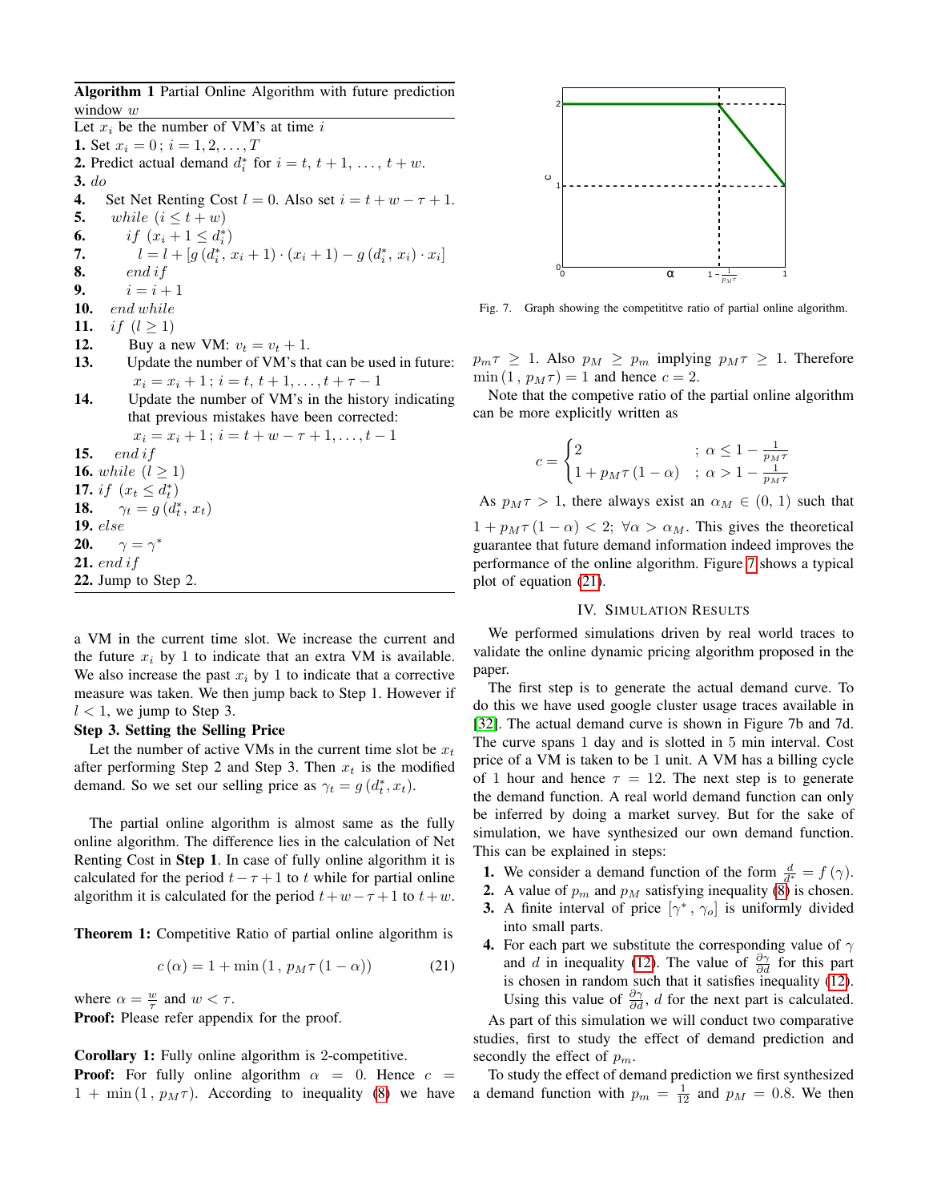**Algorithm 1** Partial Online Algorithm with future prediction window $w$

Let $x_i$ be the number of VM's at time $i$

**1.** Set $x_i = 0\,;\, i = 1, 2, \ldots, T$

**2.** Predict actual demand $d_i^*$ for $i = t, t+1, \ldots, t+w$.

**3.** *do*

**4.** Set Net Renting Cost $l = 0$. Also set $i = t + w - \tau + 1$.

**5.** *while* $(i \leq t + w)$

**6.** *if* $(x_i + 1 \leq d_i^*)$

**7.** $l = l + [g(d_i^*, x_i + 1) \cdot (x_i + 1) - g(d_i^*, x_i) \cdot x_i]$

**8.** *end if*

**9.** $i = i + 1$

**10.** *end while*

**11.** *if* $(l \geq 1)$

**12.** Buy a new VM: $v_t = v_t + 1$.

**13.** Update the number of VM's that can be used in future: $x_i = x_i + 1\,;\, i = t, t+1, \ldots, t + \tau - 1$

**14.** Update the number of VM's in the history indicating that previous mistakes have been corrected: $x_i = x_i + 1\,;\, i = t + w - \tau + 1, \ldots, t - 1$

**15.** *end if*

**16.** *while* $(l \geq 1)$

**17.** *if* $(x_t \leq d_t^*)$

**18.** $\gamma_t = g(d_t^*, x_t)$

**19.** *else*

**20.** $\gamma = \gamma^*$

**21.** *end if*

**22.** Jump to Step 2.

a VM in the current time slot. We increase the current and the future $x_i$ by 1 to indicate that an extra VM is available. We also increase the past $x_i$ by 1 to indicate that a corrective measure was taken. We then jump back to Step 1. However if $l < 1$, we jump to Step 3.

**Step 3. Setting the Selling Price**

Let the number of active VMs in the current time slot be $x_t$ after performing Step 2 and Step 3. Then $x_t$ is the modified demand. So we set our selling price as $\gamma_t = g(d_t^*, x_t)$.

The partial online algorithm is almost same as the fully online algorithm. The difference lies in the calculation of Net Renting Cost in **Step 1**. In case of fully online algorithm it is calculated for the period $t - \tau + 1$ to $t$ while for partial online algorithm it is calculated for the period $t + w - \tau + 1$ to $t + w$.

**Theorem 1:** Competitive Ratio of partial online algorithm is

$$c(\alpha) = 1 + \min(1\,,\, p_M \tau (1 - \alpha)) \tag{21}$$

where $\alpha = \frac{w}{\tau}$ and $w < \tau$.

**Proof:** Please refer appendix for the proof.

**Corollary 1:** Fully online algorithm is 2-competitive.

**Proof:** For fully online algorithm $\alpha = 0$. Hence $c = 1 + \min(1\,,\, p_M \tau)$. According to inequality (8) we have $p_m \tau \geq 1$. Also $p_M \geq p_m$ implying $p_M \tau \geq 1$. Therefore $\min(1\,,\, p_M \tau) = 1$ and hence $c = 2$.

Fig. 7. Graph showing the competititve ratio of partial online algorithm.

Note that the competive ratio of the partial online algorithm can be more explicitly written as

$$c = \begin{cases} 2 & ;\ \alpha \leq 1 - \frac{1}{p_M \tau} \\ 1 + p_M \tau (1 - \alpha) & ;\ \alpha > 1 - \frac{1}{p_M \tau} \end{cases}$$

As $p_M \tau > 1$, there always exist an $\alpha_M \in (0, 1)$ such that $1 + p_M \tau (1 - \alpha) < 2$; $\forall \alpha > \alpha_M$. This gives the theoretical guarantee that future demand information indeed improves the performance of the online algorithm. Figure 7 shows a typical plot of equation (21).

## IV. Simulation Results

We performed simulations driven by real world traces to validate the online dynamic pricing algorithm proposed in the paper.

The first step is to generate the actual demand curve. To do this we have used google cluster usage traces available in [32]. The actual demand curve is shown in Figure 7b and 7d. The curve spans 1 day and is slotted in 5 min interval. Cost price of a VM is taken to be 1 unit. A VM has a billing cycle of 1 hour and hence $\tau = 12$. The next step is to generate the demand function. A real world demand function can only be inferred by doing a market survey. But for the sake of simulation, we have synthesized our own demand function. This can be explained in steps:

1. We consider a demand function of the form $\frac{d}{d^*} = f(\gamma)$.
2. A value of $p_m$ and $p_M$ satisfying inequality (8) is chosen.
3. A finite interval of price $[\gamma^*\,,\, \gamma_o]$ is uniformly divided into small parts.
4. For each part we substitute the corresponding value of $\gamma$ and $d$ in inequality (12). The value of $\frac{\partial \gamma}{\partial d}$ for this part is chosen in random such that it satisfies inequality (12). Using this value of $\frac{\partial \gamma}{\partial d}$, $d$ for the next part is calculated.

As part of this simulation we will conduct two comparative studies, first to study the effect of demand prediction and secondly the effect of $p_m$.

To study the effect of demand prediction we first synthesized a demand function with $p_m = \frac{1}{12}$ and $p_M = 0.8$. We then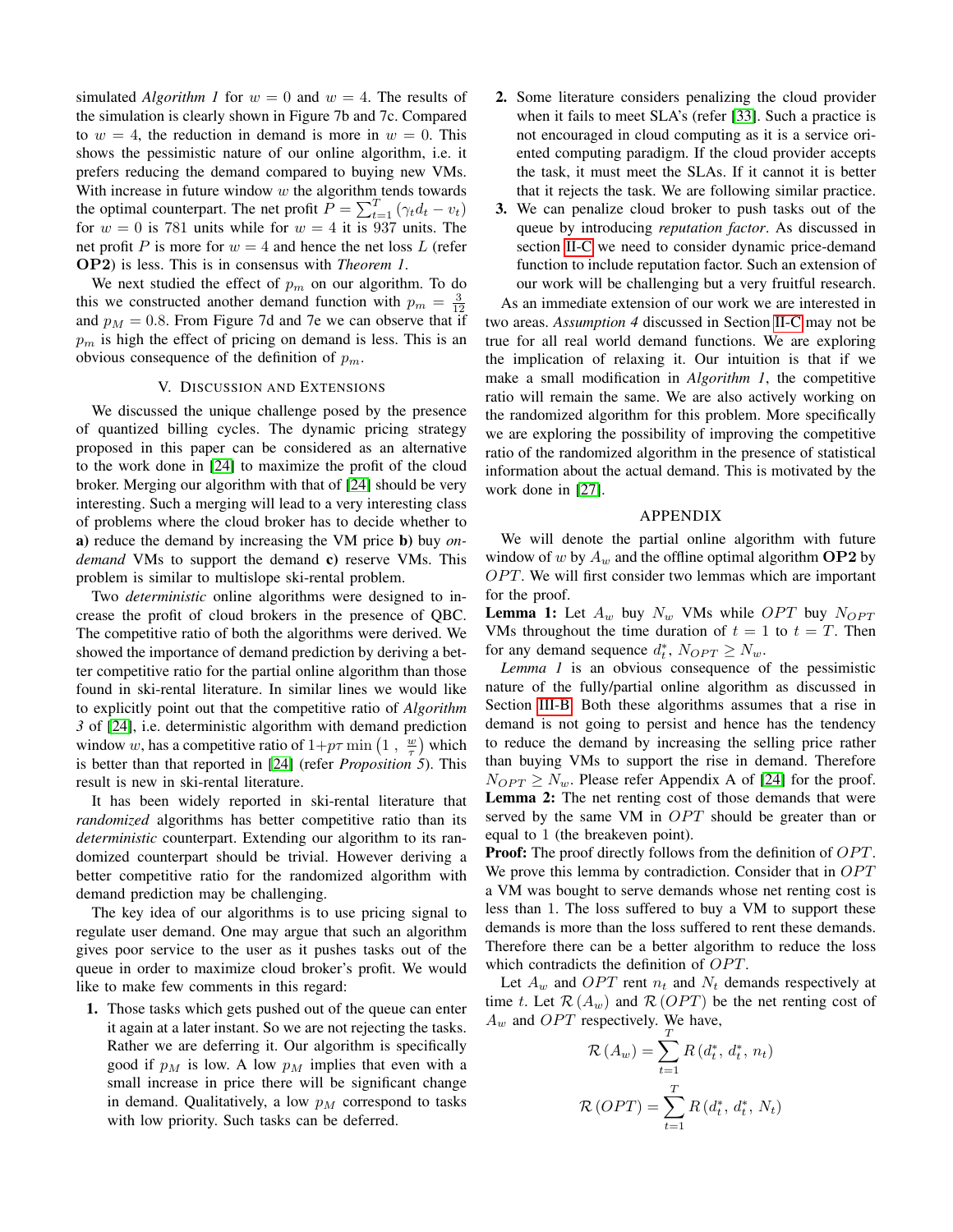simulated *Algorithm 1* for $w = 0$ and $w = 4$. The results of the simulation is clearly shown in Figure 7b and 7c. Compared to $w = 4$, the reduction in demand is more in $w = 0$. This shows the pessimistic nature of our online algorithm, i.e. it prefers reducing the demand compared to buying new VMs. With increase in future window $w$ the algorithm tends towards the optimal counterpart. The net profit $P = \sum_{t=1}^{T} (\gamma_t d_t - v_t)$ for $w = 0$ is 781 units while for $w = 4$ it is 937 units. The net profit $P$ is more for $w = 4$ and hence the net loss $L$ (refer **OP2**) is less. This is in consensus with *Theorem 1*.

We next studied the effect of $p_m$ on our algorithm. To do this we constructed another demand function with $p_m = \frac{3}{12}$ and $p_M = 0.8$. From Figure 7d and 7e we can observe that if $p_m$ is high the effect of pricing on demand is less. This is an obvious consequence of the definition of $p_m$.

## V. Discussion and Extensions

We discussed the unique challenge posed by the presence of quantized billing cycles. The dynamic pricing strategy proposed in this paper can be considered as an alternative to the work done in [24] to maximize the profit of the cloud broker. Merging our algorithm with that of [24] should be very interesting. Such a merging will lead to a very interesting class of problems where the cloud broker has to decide whether to **a)** reduce the demand by increasing the VM price **b)** buy *on-demand* VMs to support the demand **c)** reserve VMs. This problem is similar to multislope ski-rental problem.

Two *deterministic* online algorithms were designed to increase the profit of cloud brokers in the presence of QBC. The competitive ratio of both the algorithms were derived. We showed the importance of demand prediction by deriving a better competitive ratio for the partial online algorithm than those found in ski-rental literature. In similar lines we would like to explicitly point out that the competitive ratio of *Algorithm 3* of [24], i.e. deterministic algorithm with demand prediction window $w$, has a competitive ratio of $1 + p\tau \min\left(1\ ,\ \frac{w}{\tau}\right)$ which is better than that reported in [24] (refer *Proposition 5*). This result is new in ski-rental literature.

It has been widely reported in ski-rental literature that *randomized* algorithms has better competitive ratio than its *deterministic* counterpart. Extending our algorithm to its randomized counterpart should be trivial. However deriving a better competitive ratio for the randomized algorithm with demand prediction may be challenging.

The key idea of our algorithms is to use pricing signal to regulate user demand. One may argue that such an algorithm gives poor service to the user as it pushes tasks out of the queue in order to maximize cloud broker's profit. We would like to make few comments in this regard:

1. Those tasks which gets pushed out of the queue can enter it again at a later instant. So we are not rejecting the tasks. Rather we are deferring it. Our algorithm is specifically good if $p_M$ is low. A low $p_M$ implies that even with a small increase in price there will be significant change in demand. Qualitatively, a low $p_M$ correspond to tasks with low priority. Such tasks can be deferred.
2. Some literature considers penalizing the cloud provider when it fails to meet SLA's (refer [33]. Such a practice is not encouraged in cloud computing as it is a service oriented computing paradigm. If the cloud provider accepts the task, it must meet the SLAs. If it cannot it is better that it rejects the task. We are following similar practice.
3. We can penalize cloud broker to push tasks out of the queue by introducing *reputation factor*. As discussed in section II-C we need to consider dynamic price-demand function to include reputation factor. Such an extension of our work will be challenging but a very fruitful research.

As an immediate extension of our work we are interested in two areas. *Assumption 4* discussed in Section II-C may not be true for all real world demand functions. We are exploring the implication of relaxing it. Our intuition is that if we make a small modification in *Algorithm 1*, the competitive ratio will remain the same. We are also actively working on the randomized algorithm for this problem. More specifically we are exploring the possibility of improving the competitive ratio of the randomized algorithm in the presence of statistical information about the actual demand. This is motivated by the work done in [27].

## Appendix

We will denote the partial online algorithm with future window of $w$ by $A_w$ and the offline optimal algorithm **OP2** by $OPT$. We will first consider two lemmas which are important for the proof.

**Lemma 1:** Let $A_w$ buy $N_w$ VMs while $OPT$ buy $N_{OPT}$ VMs throughout the time duration of $t = 1$ to $t = T$. Then for any demand sequence $d_t^*$, $N_{OPT} \geq N_w$.

*Lemma 1* is an obvious consequence of the pessimistic nature of the fully/partial online algorithm as discussed in Section III-B. Both these algorithms assumes that a rise in demand is not going to persist and hence has the tendency to reduce the demand by increasing the selling price rather than buying VMs to support the rise in demand. Therefore $N_{OPT} \geq N_w$. Please refer Appendix A of [24] for the proof.

**Lemma 2:** The net renting cost of those demands that were served by the same VM in $OPT$ should be greater than or equal to 1 (the breakeven point).

**Proof:** The proof directly follows from the definition of $OPT$. We prove this lemma by contradiction. Consider that in $OPT$ a VM was bought to serve demands whose net renting cost is less than 1. The loss suffered to buy a VM to support these demands is more than the loss suffered to rent these demands. Therefore there can be a better algorithm to reduce the loss which contradicts the definition of $OPT$.

Let $A_w$ and $OPT$ rent $n_t$ and $N_t$ demands respectively at time $t$. Let $\mathcal{R}(A_w)$ and $\mathcal{R}(OPT)$ be the net renting cost of $A_w$ and $OPT$ respectively. We have,

$$\mathcal{R}(A_w) = \sum_{t=1}^{T} R\left(d_t^*,\, d_t^*,\, n_t\right)$$

$$\mathcal{R}(OPT) = \sum_{t=1}^{T} R\left(d_t^*,\, d_t^*,\, N_t\right)$$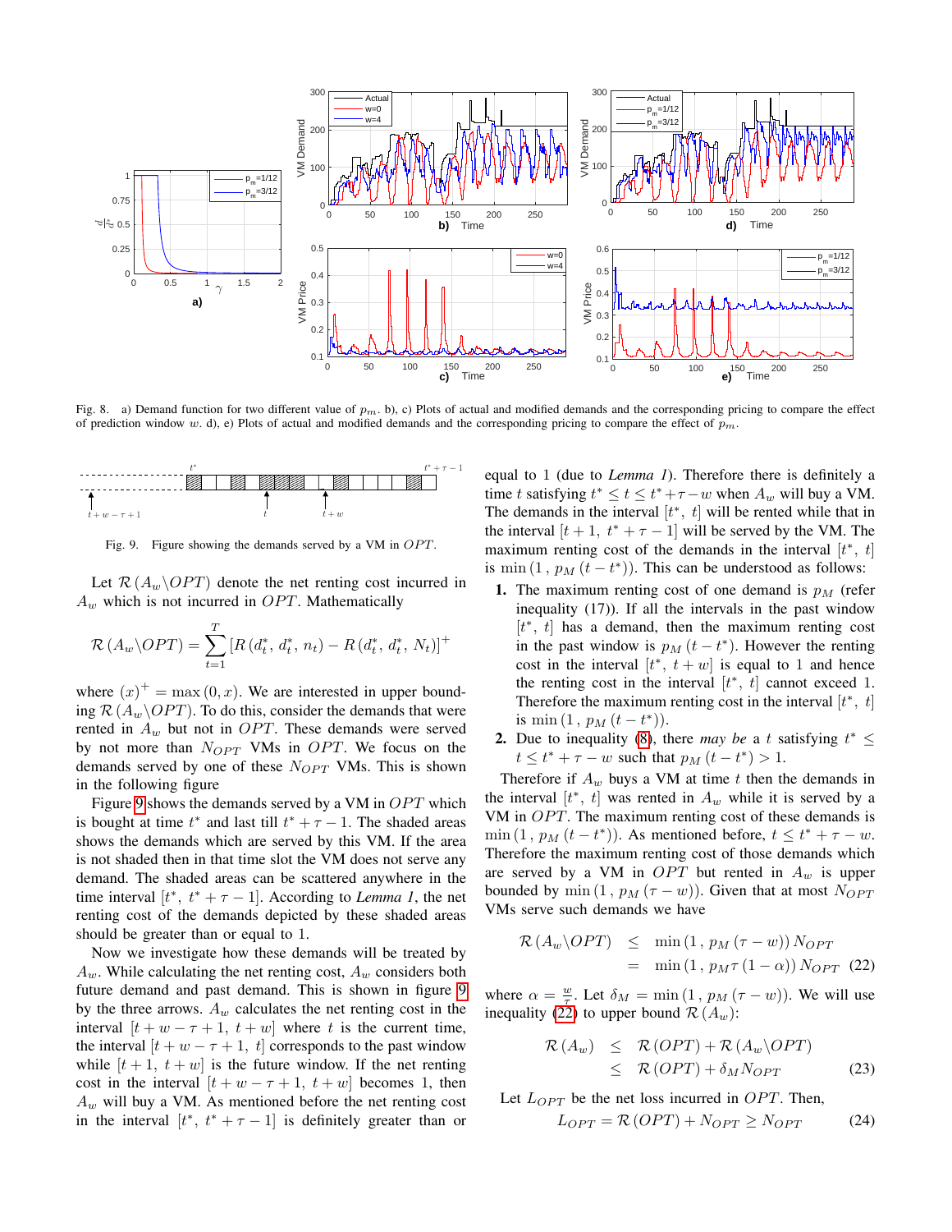Fig. 8. a) Demand function for two different value of $p_m$. b), c) Plots of actual and modified demands and the corresponding pricing to compare the effect of prediction window $w$. d), e) Plots of actual and modified demands and the corresponding pricing to compare the effect of $p_m$.

Fig. 9. Figure showing the demands served by a VM in $OPT$.

Let $\mathcal{R}(A_w \backslash OPT)$ denote the net renting cost incurred in $A_w$ which is not incurred in $OPT$. Mathematically

$$\mathcal{R}(A_w \backslash OPT) = \sum_{t=1}^{T} \left[R(d_t^*, d_t^*, n_t) - R(d_t^*, d_t^*, N_t)\right]^+$$

where $(x)^+ = \max(0, x)$. We are interested in upper bounding $\mathcal{R}(A_w \backslash OPT)$. To do this, consider the demands that were rented in $A_w$ but not in $OPT$. These demands were served by not more than $N_{OPT}$ VMs in $OPT$. We focus on the demands served by one of these $N_{OPT}$ VMs. This is shown in the following figure

Figure 9 shows the demands served by a VM in $OPT$ which is bought at time $t^*$ and last till $t^* + \tau - 1$. The shaded areas shows the demands which are served by this VM. If the area is not shaded then in that time slot the VM does not serve any demand. The shaded areas can be scattered anywhere in the time interval $[t^*, \ t^* + \tau - 1]$. According to *Lemma 1*, the net renting cost of the demands depicted by these shaded areas should be greater than or equal to 1.

Now we investigate how these demands will be treated by $A_w$. While calculating the net renting cost, $A_w$ considers both future demand and past demand. This is shown in figure 9 by the three arrows. $A_w$ calculates the net renting cost in the interval $[t + w - \tau + 1, \ t + w]$ where $t$ is the current time, the interval $[t + w - \tau + 1, \ t]$ corresponds to the past window while $[t + 1, \ t + w]$ is the future window. If the net renting cost in the interval $[t + w - \tau + 1, \ t + w]$ becomes 1, then $A_w$ will buy a VM. As mentioned before the net renting cost in the interval $[t^*, \ t^* + \tau - 1]$ is definitely greater than or equal to 1 (due to *Lemma 1*). Therefore there is definitely a time $t$ satisfying $t^* \leq t \leq t^* + \tau - w$ when $A_w$ will buy a VM. The demands in the interval $[t^*, \ t]$ will be rented while that in the interval $[t + 1, \ t^* + \tau - 1]$ will be served by the VM. The maximum renting cost of the demands in the interval $[t^*, \ t]$ is $\min(1, \ p_M(t - t^*))$. This can be understood as follows:

1. The maximum renting cost of one demand is $p_M$ (refer inequality (17)). If all the intervals in the past window $[t^*, \ t]$ has a demand, then the maximum renting cost in the past window is $p_M(t - t^*)$. However the renting cost in the interval $[t^*, \ t + w]$ is equal to 1 and hence the renting cost in the interval $[t^*, \ t]$ cannot exceed 1. Therefore the maximum renting cost in the interval $[t^*, \ t]$ is $\min(1, \ p_M(t - t^*))$.
2. Due to inequality (8), there *may be* a $t$ satisfying $t^* \leq t \leq t^* + \tau - w$ such that $p_M(t - t^*) > 1$.

Therefore if $A_w$ buys a VM at time $t$ then the demands in the interval $[t^*, \ t]$ was rented in $A_w$ while it is served by a VM in $OPT$. The maximum renting cost of these demands is $\min(1, \ p_M(t - t^*))$. As mentioned before, $t \leq t^* + \tau - w$. Therefore the maximum renting cost of those demands which are served by a VM in $OPT$ but rented in $A_w$ is upper bounded by $\min(1, \ p_M(\tau - w))$. Given that at most $N_{OPT}$ VMs serve such demands we have

$$\begin{aligned}\mathcal{R}(A_w \backslash OPT) &\leq \min(1, \ p_M(\tau - w)) N_{OPT} \\ &= \min(1, \ p_M \tau(1 - \alpha)) N_{OPT} \quad (22)\end{aligned}$$

where $\alpha = \frac{w}{\tau}$. Let $\delta_M = \min(1, \ p_M(\tau - w))$. We will use inequality (22) to upper bound $\mathcal{R}(A_w)$:

$$\begin{aligned}\mathcal{R}(A_w) &\leq \mathcal{R}(OPT) + \mathcal{R}(A_w \backslash OPT) \\ &\leq \mathcal{R}(OPT) + \delta_M N_{OPT} \quad (23)\end{aligned}$$

Let $L_{OPT}$ be the net loss incurred in $OPT$. Then,

$$L_{OPT} = \mathcal{R}(OPT) + N_{OPT} \geq N_{OPT} \quad (24)$$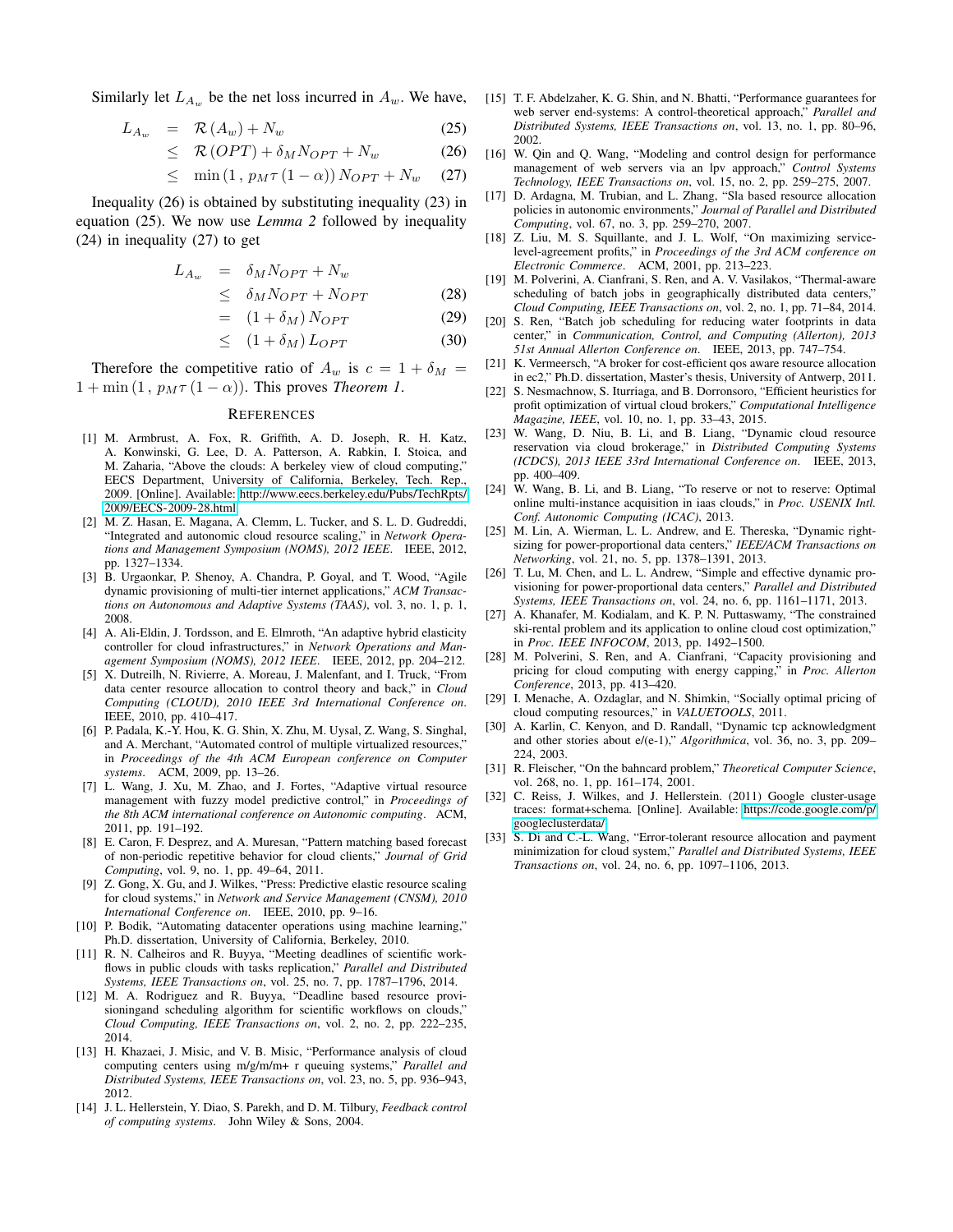Similarly let $L_{A_w}$ be the net loss incurred in $A_w$. We have,

$$\begin{aligned} L_{A_w} &= \mathcal{R}(A_w) + N_w &(25)\\ &\leq \mathcal{R}(OPT) + \delta_M N_{OPT} + N_w &(26)\\ &\leq \min(1\,,\, p_M \tau (1-\alpha)) N_{OPT} + N_w &(27)\end{aligned}$$

Inequality (26) is obtained by substituting inequality (23) in equation (25). We now use *Lemma 2* followed by inequality (24) in inequality (27) to get

$$\begin{aligned} L_{A_w} &= \delta_M N_{OPT} + N_w \\ &\leq \delta_M N_{OPT} + N_{OPT} &(28)\\ &= (1+\delta_M) N_{OPT} &(29)\\ &\leq (1+\delta_M) L_{OPT} &(30)\end{aligned}$$

Therefore the competitive ratio of $A_w$ is $c = 1 + \delta_M = 1 + \min(1\,,\, p_M \tau (1-\alpha))$. This proves *Theorem 1*.

## References

[1] M. Armbrust, A. Fox, R. Griffith, A. D. Joseph, R. H. Katz, A. Konwinski, G. Lee, D. A. Patterson, A. Rabkin, I. Stoica, and M. Zaharia, "Above the clouds: A berkeley view of cloud computing," EECS Department, University of California, Berkeley, Tech. Rep., 2009. [Online]. Available: http://www.eecs.berkeley.edu/Pubs/TechRpts/2009/EECS-2009-28.html

[2] M. Z. Hasan, E. Magana, A. Clemm, L. Tucker, and S. L. D. Gudreddi, "Integrated and autonomic cloud resource scaling," in *Network Operations and Management Symposium (NOMS), 2012 IEEE*. IEEE, 2012, pp. 1327–1334.

[3] B. Urgaonkar, P. Shenoy, A. Chandra, P. Goyal, and T. Wood, "Agile dynamic provisioning of multi-tier internet applications," *ACM Transactions on Autonomous and Adaptive Systems (TAAS)*, vol. 3, no. 1, p. 1, 2008.

[4] A. Ali-Eldin, J. Tordsson, and E. Elmroth, "An adaptive hybrid elasticity controller for cloud infrastructures," in *Network Operations and Management Symposium (NOMS), 2012 IEEE*. IEEE, 2012, pp. 204–212.

[5] X. Dutreilh, N. Rivierre, A. Moreau, J. Malenfant, and I. Truck, "From data center resource allocation to control theory and back," in *Cloud Computing (CLOUD), 2010 IEEE 3rd International Conference on*. IEEE, 2010, pp. 410–417.

[6] P. Padala, K.-Y. Hou, K. G. Shin, X. Zhu, M. Uysal, Z. Wang, S. Singhal, and A. Merchant, "Automated control of multiple virtualized resources," in *Proceedings of the 4th ACM European conference on Computer systems*. ACM, 2009, pp. 13–26.

[7] L. Wang, J. Xu, M. Zhao, and J. Fortes, "Adaptive virtual resource management with fuzzy model predictive control," in *Proceedings of the 8th ACM international conference on Autonomic computing*. ACM, 2011, pp. 191–192.

[8] E. Caron, F. Desprez, and A. Muresan, "Pattern matching based forecast of non-periodic repetitive behavior for cloud clients," *Journal of Grid Computing*, vol. 9, no. 1, pp. 49–64, 2011.

[9] Z. Gong, X. Gu, and J. Wilkes, "Press: Predictive elastic resource scaling for cloud systems," in *Network and Service Management (CNSM), 2010 International Conference on*. IEEE, 2010, pp. 9–16.

[10] P. Bodik, "Automating datacenter operations using machine learning," Ph.D. dissertation, University of California, Berkeley, 2010.

[11] R. N. Calheiros and R. Buyya, "Meeting deadlines of scientific workflows in public clouds with tasks replication," *Parallel and Distributed Systems, IEEE Transactions on*, vol. 25, no. 7, pp. 1787–1796, 2014.

[12] M. A. Rodriguez and R. Buyya, "Deadline based resource provisioningand scheduling algorithm for scientific workflows on clouds," *Cloud Computing, IEEE Transactions on*, vol. 2, no. 2, pp. 222–235, 2014.

[13] H. Khazaei, J. Misic, and V. B. Misic, "Performance analysis of cloud computing centers using m/g/m/m+ r queuing systems," *Parallel and Distributed Systems, IEEE Transactions on*, vol. 23, no. 5, pp. 936–943, 2012.

[14] J. L. Hellerstein, Y. Diao, S. Parekh, and D. M. Tilbury, *Feedback control of computing systems*. John Wiley & Sons, 2004.

[15] T. F. Abdelzaher, K. G. Shin, and N. Bhatti, "Performance guarantees for web server end-systems: A control-theoretical approach," *Parallel and Distributed Systems, IEEE Transactions on*, vol. 13, no. 1, pp. 80–96, 2002.

[16] W. Qin and Q. Wang, "Modeling and control design for performance management of web servers via an lpv approach," *Control Systems Technology, IEEE Transactions on*, vol. 15, no. 2, pp. 259–275, 2007.

[17] D. Ardagna, M. Trubian, and L. Zhang, "Sla based resource allocation policies in autonomic environments," *Journal of Parallel and Distributed Computing*, vol. 67, no. 3, pp. 259–270, 2007.

[18] Z. Liu, M. S. Squillante, and J. L. Wolf, "On maximizing service-level-agreement profits," in *Proceedings of the 3rd ACM conference on Electronic Commerce*. ACM, 2001, pp. 213–223.

[19] M. Polverini, A. Cianfrani, S. Ren, and A. V. Vasilakos, "Thermal-aware scheduling of batch jobs in geographically distributed data centers," *Cloud Computing, IEEE Transactions on*, vol. 2, no. 1, pp. 71–84, 2014.

[20] S. Ren, "Batch job scheduling for reducing water footprints in data center," in *Communication, Control, and Computing (Allerton), 2013 51st Annual Allerton Conference on*. IEEE, 2013, pp. 747–754.

[21] K. Vermeersch, "A broker for cost-efficient qos aware resource allocation in ec2," Ph.D. dissertation, Master's thesis, University of Antwerp, 2011.

[22] S. Nesmachnow, S. Iturriaga, and B. Dorronsoro, "Efficient heuristics for profit optimization of virtual cloud brokers," *Computational Intelligence Magazine, IEEE*, vol. 10, no. 1, pp. 33–43, 2015.

[23] W. Wang, D. Niu, B. Li, and B. Liang, "Dynamic cloud resource reservation via cloud brokerage," in *Distributed Computing Systems (ICDCS), 2013 IEEE 33rd International Conference on*. IEEE, 2013, pp. 400–409.

[24] W. Wang, B. Li, and B. Liang, "To reserve or not to reserve: Optimal online multi-instance acquisition in iaas clouds," in *Proc. USENIX Intl. Conf. Autonomic Computing (ICAC)*, 2013.

[25] M. Lin, A. Wierman, L. L. Andrew, and E. Thereska, "Dynamic right-sizing for power-proportional data centers," *IEEE/ACM Transactions on Networking*, vol. 21, no. 5, pp. 1378–1391, 2013.

[26] T. Lu, M. Chen, and L. L. Andrew, "Simple and effective dynamic provisioning for power-proportional data centers," *Parallel and Distributed Systems, IEEE Transactions on*, vol. 24, no. 6, pp. 1161–1171, 2013.

[27] A. Khanafer, M. Kodialam, and K. P. N. Puttaswamy, "The constrained ski-rental problem and its application to online cloud cost optimization," in *Proc. IEEE INFOCOM*, 2013, pp. 1492–1500.

[28] M. Polverini, S. Ren, and A. Cianfrani, "Capacity provisioning and pricing for cloud computing with energy capping," in *Proc. Allerton Conference*, 2013, pp. 413–420.

[29] I. Menache, A. Ozdaglar, and N. Shimkin, "Socially optimal pricing of cloud computing resources," in *VALUETOOLS*, 2011.

[30] A. Karlin, C. Kenyon, and D. Randall, "Dynamic tcp acknowledgment and other stories about e/(e-1)," *Algorithmica*, vol. 36, no. 3, pp. 209–224, 2003.

[31] R. Fleischer, "On the bahncard problem," *Theoretical Computer Science*, vol. 268, no. 1, pp. 161–174, 2001.

[32] C. Reiss, J. Wilkes, and J. Hellerstein. (2011) Google cluster-usage traces: format+schema. [Online]. Available: https://code.google.com/p/googleclusterdata/

[33] S. Di and C.-L. Wang, "Error-tolerant resource allocation and payment minimization for cloud system," *Parallel and Distributed Systems, IEEE Transactions on*, vol. 24, no. 6, pp. 1097–1106, 2013.